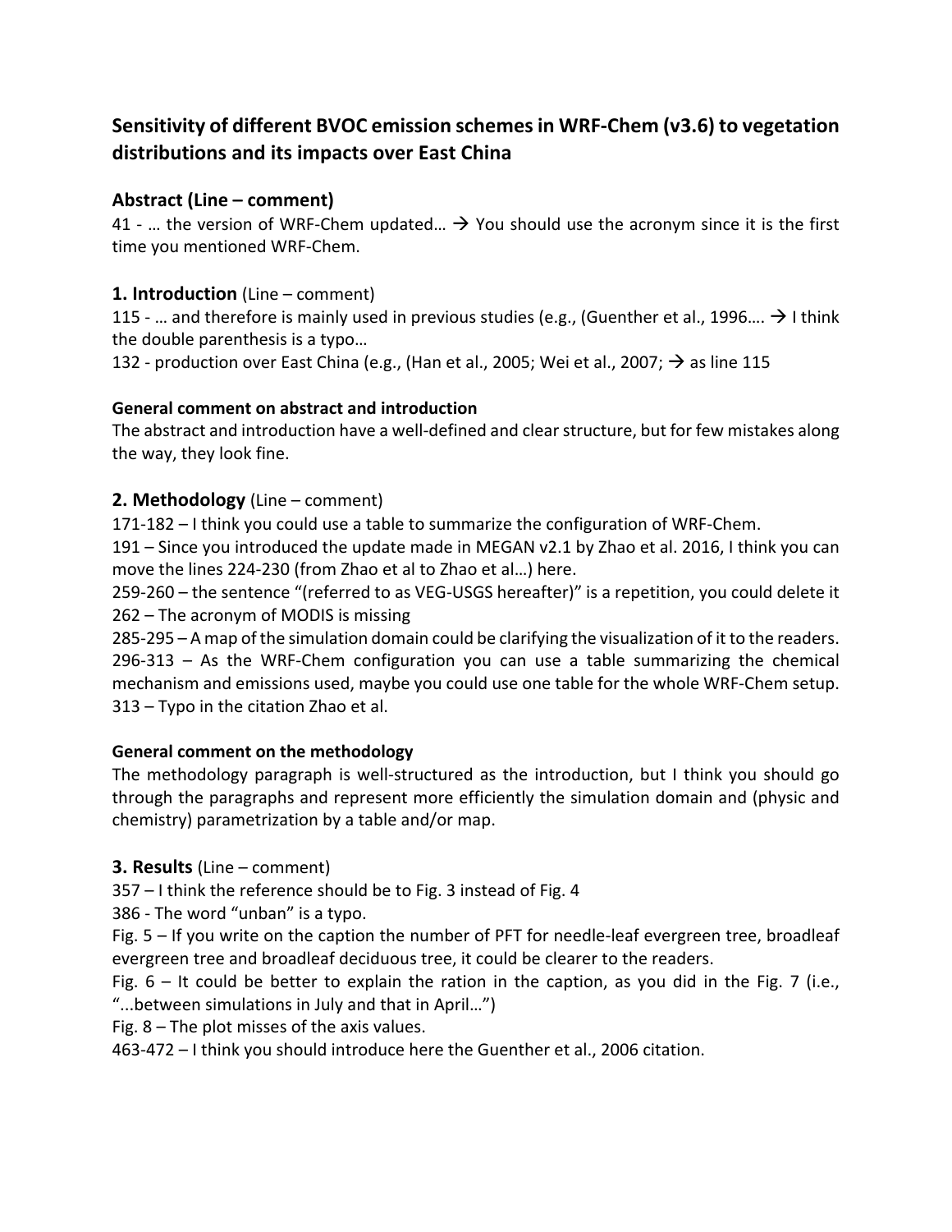## Sensitivity of different BVOC emission schemes in WRF-Chem (v3.6) to vegetation distributions and its impacts over East China

### Abstract (Line – comment)

41 - … the version of WRF-Chem updated… → You should use the acronym since it is the first time you mentioned WRF-Chem.

### 1. Introduction (Line – comment)

115 - … and therefore is mainly used in previous studies (e.g., (Guenther et al., 1996…. → I think the double parenthesis is a typo…

132 - production over East China (e.g., (Han et al., 2005; Wei et al., 2007; → as line 115

#### General comment on abstract and introduction

The abstract and introduction have a well-defined and clear structure, but for few mistakes along the way, they look fine.

### 2. Methodology (Line – comment)

171-182 – I think you could use a table to summarize the configuration of WRF-Chem.

191 – Since you introduced the update made in MEGAN v2.1 by Zhao et al. 2016, I think you can move the lines 224-230 (from Zhao et al to Zhao et al…) here.

259-260 – the sentence "(referred to as VEG-USGS hereafter)" is a repetition, you could delete it

262 – The acronym of MODIS is missing

285-295 – A map of the simulation domain could be clarifying the visualization of it to the readers.

296-313 – As the WRF-Chem configuration you can use a table summarizing the chemical mechanism and emissions used, maybe you could use one table for the whole WRF-Chem setup.

313 – Typo in the citation Zhao et al.

#### General comment on the methodology

The methodology paragraph is well-structured as the introduction, but I think you should go through the paragraphs and represent more efficiently the simulation domain and (physic and chemistry) parametrization by a table and/or map.

### 3. Results (Line – comment)

357 – I think the reference should be to Fig. 3 instead of Fig. 4

386 - The word "unban" is a typo.

Fig. 5 – If you write on the caption the number of PFT for needle-leaf evergreen tree, broadleaf evergreen tree and broadleaf deciduous tree, it could be clearer to the readers.

Fig. 6 – It could be better to explain the ration in the caption, as you did in the Fig. 7 (i.e., "...between simulations in July and that in April…")

Fig. 8 – The plot misses of the axis values.

463-472 – I think you should introduce here the Guenther et al., 2006 citation.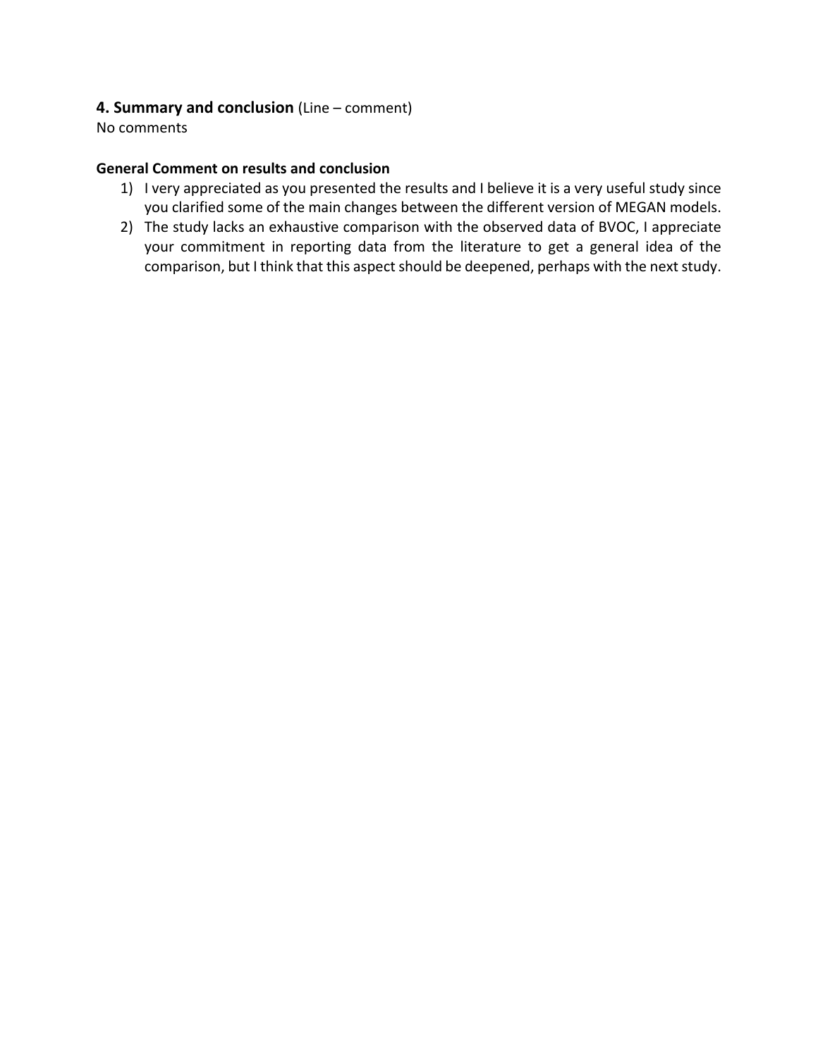**4. Summary and conclusion** (Line – comment)

No comments

**General Comment on results and conclusion**

1) I very appreciated as you presented the results and I believe it is a very useful study since you clarified some of the main changes between the different version of MEGAN models.
2) The study lacks an exhaustive comparison with the observed data of BVOC, I appreciate your commitment in reporting data from the literature to get a general idea of the comparison, but I think that this aspect should be deepened, perhaps with the next study.